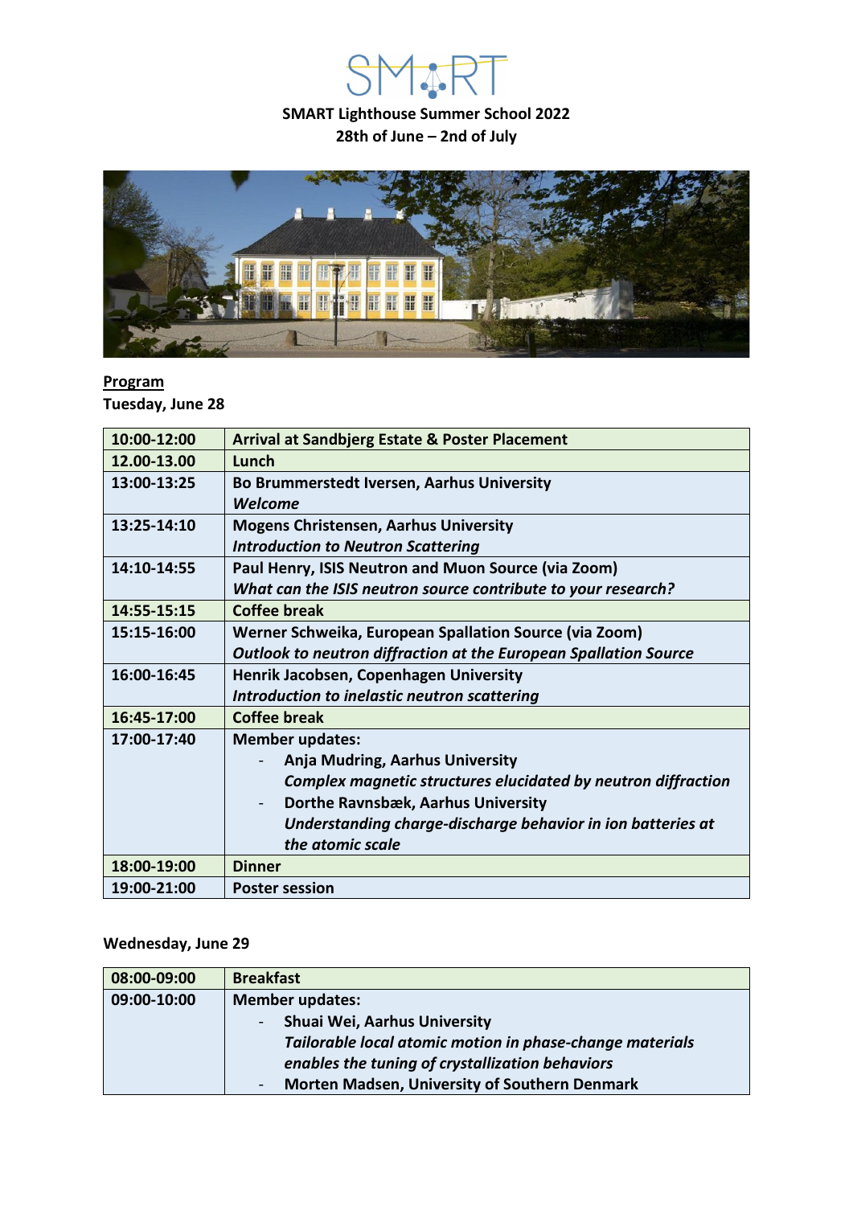**SMART Lighthouse Summer School 2022**
**28th of June – 2nd of July**

**Program**

**Tuesday, June 28**

| | |
|---|---|
| **10:00-12:00** | **Arrival at Sandbjerg Estate & Poster Placement** |
| **12.00-13.00** | **Lunch** |
| **13:00-13:25** | **Bo Brummerstedt Iversen, Aarhus University**<br>***Welcome*** |
| **13:25-14:10** | **Mogens Christensen, Aarhus University**<br>***Introduction to Neutron Scattering*** |
| **14:10-14:55** | **Paul Henry, ISIS Neutron and Muon Source (via Zoom)**<br>***What can the ISIS neutron source contribute to your research?*** |
| **14:55-15:15** | **Coffee break** |
| **15:15-16:00** | **Werner Schweika, European Spallation Source (via Zoom)**<br>***Outlook to neutron diffraction at the European Spallation Source*** |
| **16:00-16:45** | **Henrik Jacobsen, Copenhagen University**<br>***Introduction to inelastic neutron scattering*** |
| **16:45-17:00** | **Coffee break** |
| **17:00-17:40** | **Member updates:**<br>- **Anja Mudring, Aarhus University**<br>***Complex magnetic structures elucidated by neutron diffraction***<br>- **Dorthe Ravnsbæk, Aarhus University**<br>***Understanding charge-discharge behavior in ion batteries at the atomic scale*** |
| **18:00-19:00** | **Dinner** |
| **19:00-21:00** | **Poster session** |

**Wednesday, June 29**

| | |
|---|---|
| **08:00-09:00** | **Breakfast** |
| **09:00-10:00** | **Member updates:**<br>- **Shuai Wei, Aarhus University**<br>***Tailorable local atomic motion in phase-change materials enables the tuning of crystallization behaviors***<br>- **Morten Madsen, University of Southern Denmark** |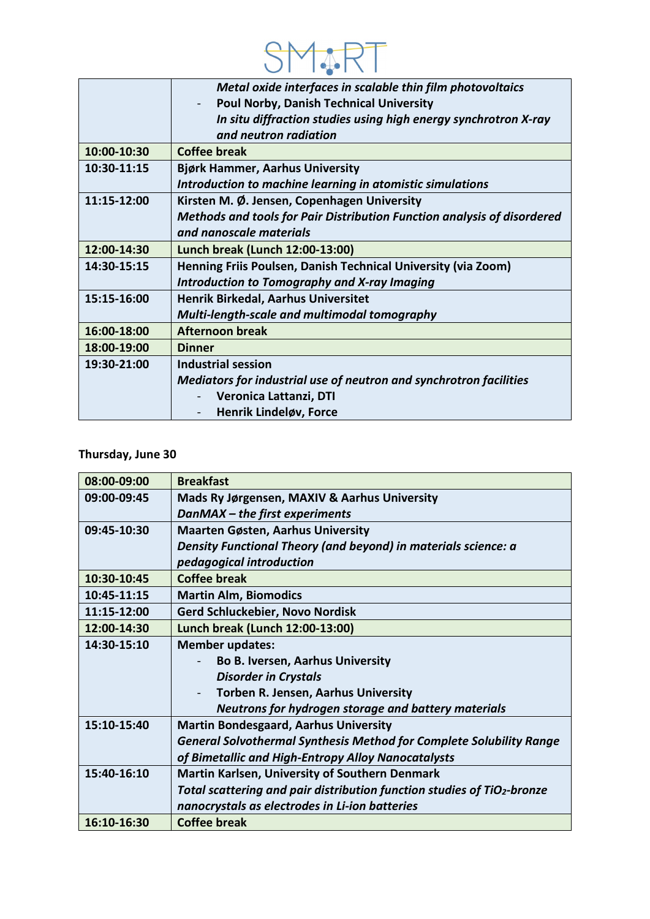| | |
|---|---|
| | ***Metal oxide interfaces in scalable thin film photovoltaics*** <br> - **Poul Norby, Danish Technical University** <br> ***In situ diffraction studies using high energy synchrotron X-ray and neutron radiation*** |
| **10:00-10:30** | **Coffee break** |
| **10:30-11:15** | **Bjørk Hammer, Aarhus University** <br> ***Introduction to machine learning in atomistic simulations*** |
| **11:15-12:00** | **Kirsten M. Ø. Jensen, Copenhagen University** <br> ***Methods and tools for Pair Distribution Function analysis of disordered and nanoscale materials*** |
| **12:00-14:30** | **Lunch break (Lunch 12:00-13:00)** |
| **14:30-15:15** | **Henning Friis Poulsen, Danish Technical University (via Zoom)** <br> ***Introduction to Tomography and X-ray Imaging*** |
| **15:15-16:00** | **Henrik Birkedal, Aarhus Universitet** <br> ***Multi-length-scale and multimodal tomography*** |
| **16:00-18:00** | **Afternoon break** |
| **18:00-19:00** | **Dinner** |
| **19:30-21:00** | **Industrial session** <br> ***Mediators for industrial use of neutron and synchrotron facilities*** <br> - **Veronica Lattanzi, DTI** <br> - **Henrik Lindeløv, Force** |

**Thursday, June 30**

| | |
|---|---|
| **08:00-09:00** | **Breakfast** |
| **09:00-09:45** | **Mads Ry Jørgensen, MAXIV & Aarhus University** <br> ***DanMAX – the first experiments*** |
| **09:45-10:30** | **Maarten Gøsten, Aarhus University** <br> ***Density Functional Theory (and beyond) in materials science: a pedagogical introduction*** |
| **10:30-10:45** | **Coffee break** |
| **10:45-11:15** | **Martin Alm, Biomodics** |
| **11:15-12:00** | **Gerd Schluckebier, Novo Nordisk** |
| **12:00-14:30** | **Lunch break (Lunch 12:00-13:00)** |
| **14:30-15:10** | **Member updates:** <br> - **Bo B. Iversen, Aarhus University** <br> ***Disorder in Crystals*** <br> - **Torben R. Jensen, Aarhus University** <br> ***Neutrons for hydrogen storage and battery materials*** |
| **15:10-15:40** | **Martin Bondesgaard, Aarhus University** <br> ***General Solvothermal Synthesis Method for Complete Solubility Range of Bimetallic and High-Entropy Alloy Nanocatalysts*** |
| **15:40-16:10** | **Martin Karlsen, University of Southern Denmark** <br> ***Total scattering and pair distribution function studies of $TiO_2$-bronze nanocrystals as electrodes in Li-ion batteries*** |
| **16:10-16:30** | **Coffee break** |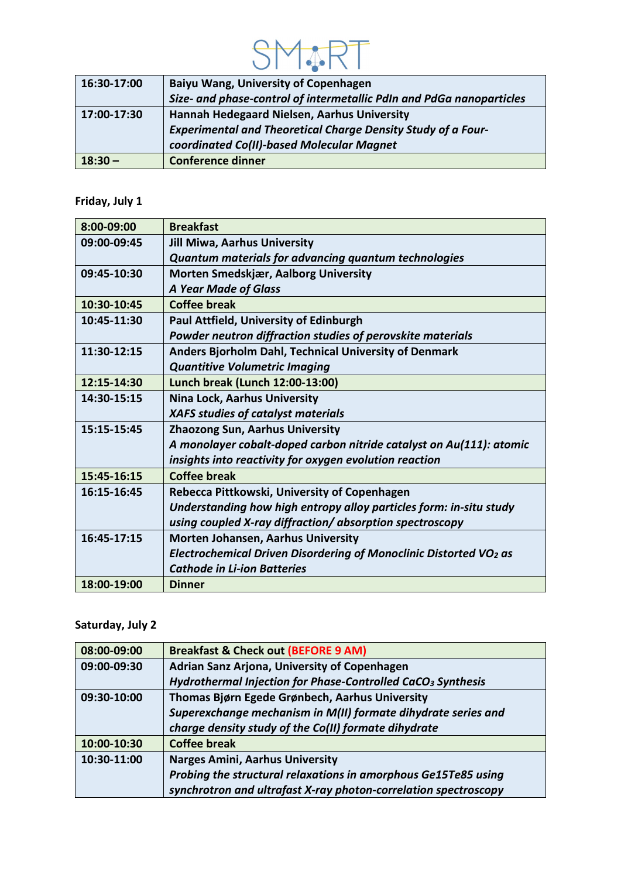| | |
|---|---|
| **16:30-17:00** | **Baiyu Wang, University of Copenhagen**<br>***Size- and phase-control of intermetallic PdIn and PdGa nanoparticles*** |
| **17:00-17:30** | **Hannah Hedegaard Nielsen, Aarhus University**<br>***Experimental and Theoretical Charge Density Study of a Four-coordinated Co(II)-based Molecular Magnet*** |
| **18:30 –** | **Conference dinner** |

**Friday, July 1**

| | |
|---|---|
| **8:00-09:00** | **Breakfast** |
| **09:00-09:45** | **Jill Miwa, Aarhus University**<br>***Quantum materials for advancing quantum technologies*** |
| **09:45-10:30** | **Morten Smedskjær, Aalborg University**<br>***A Year Made of Glass*** |
| **10:30-10:45** | **Coffee break** |
| **10:45-11:30** | **Paul Attfield, University of Edinburgh**<br>***Powder neutron diffraction studies of perovskite materials*** |
| **11:30-12:15** | **Anders Bjorholm Dahl, Technical University of Denmark**<br>***Quantitive Volumetric Imaging*** |
| **12:15-14:30** | **Lunch break (Lunch 12:00-13:00)** |
| **14:30-15:15** | **Nina Lock, Aarhus University**<br>***XAFS studies of catalyst materials*** |
| **15:15-15:45** | **Zhaozong Sun, Aarhus University**<br>***A monolayer cobalt-doped carbon nitride catalyst on Au(111): atomic insights into reactivity for oxygen evolution reaction*** |
| **15:45-16:15** | **Coffee break** |
| **16:15-16:45** | **Rebecca Pittkowski, University of Copenhagen**<br>***Understanding how high entropy alloy particles form: in-situ study using coupled X-ray diffraction/ absorption spectroscopy*** |
| **16:45-17:15** | **Morten Johansen, Aarhus University**<br>***Electrochemical Driven Disordering of Monoclinic Distorted $VO_2$ as Cathode in Li-ion Batteries*** |
| **18:00-19:00** | **Dinner** |

**Saturday, July 2**

| | |
|---|---|
| **08:00-09:00** | **Breakfast & Check out (BEFORE 9 AM)** |
| **09:00-09:30** | **Adrian Sanz Arjona, University of Copenhagen**<br>***Hydrothermal Injection for Phase-Controlled $CaCO_3$ Synthesis*** |
| **09:30-10:00** | **Thomas Bjørn Egede Grønbech, Aarhus University**<br>***Superexchange mechanism in M(II) formate dihydrate series and charge density study of the Co(II) formate dihydrate*** |
| **10:00-10:30** | **Coffee break** |
| **10:30-11:00** | **Narges Amini, Aarhus University**<br>***Probing the structural relaxations in amorphous Ge15Te85 using synchrotron and ultrafast X-ray photon-correlation spectroscopy*** |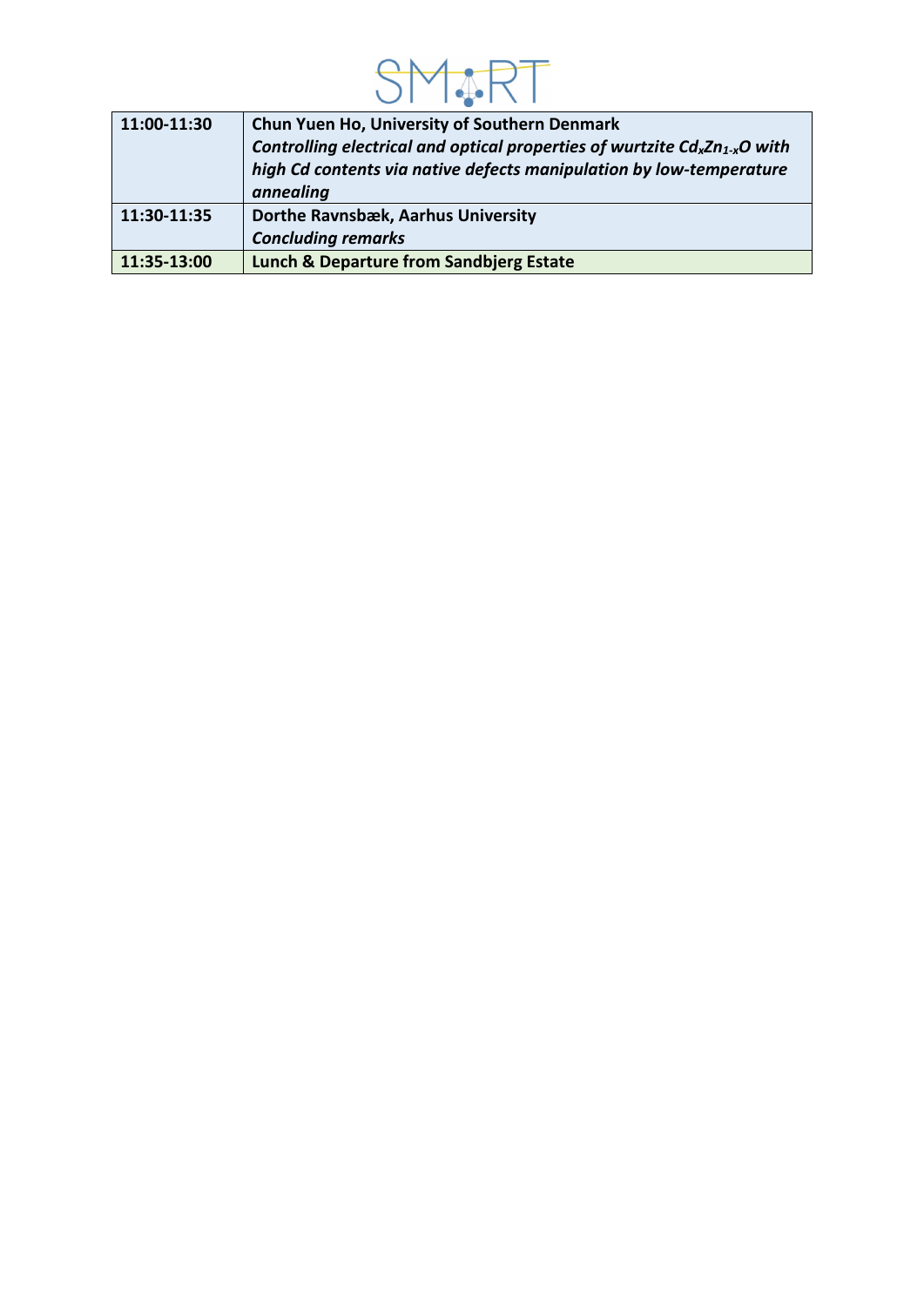| | |
|---|---|
| 11:00-11:30 | **Chun Yuen Ho, University of Southern Denmark**<br>***Controlling electrical and optical properties of wurtzite $Cd_xZn_{1-x}O$ with high Cd contents via native defects manipulation by low-temperature annealing*** |
| 11:30-11:35 | **Dorthe Ravnsbæk, Aarhus University**<br>***Concluding remarks*** |
| 11:35-13:00 | **Lunch & Departure from Sandbjerg Estate** |